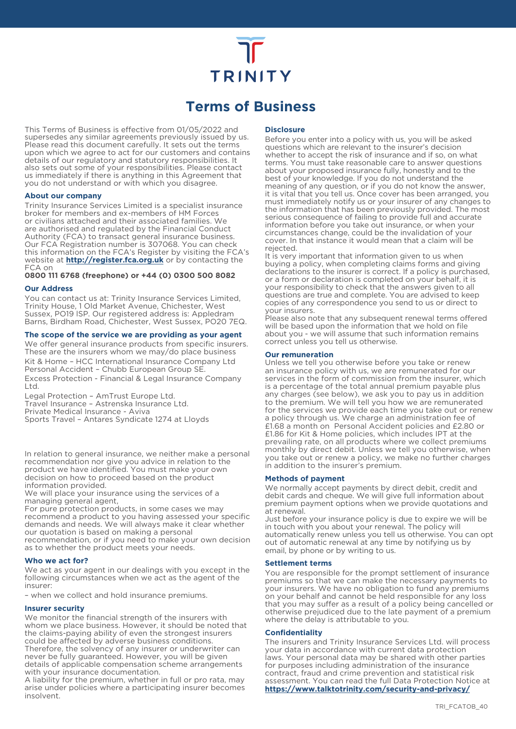TRINITY

# Terms of Business

This Terms of Business is effective from 01/05/2022 and supersedes any similar agreements previously issued by us. Please read this document carefully. It sets out the terms upon which we agree to act for our customers and contains details of our regulatory and statutory responsibilities. It also sets out some of your responsibilities. Please contact us immediately if there is anything in this Agreement that you do not understand or with which you disagree.

### About our company

Trinity Insurance Services Limited is a specialist insurance broker for members and ex-members of HM Forces or civilians attached and their associated families. We are authorised and regulated by the Financial Conduct Authority (FCA) to transact general insurance business. Our FCA Registration number is 307068. You can check this information on the FCA's Register by visiting the FCA's website at **http://register.fca.org.uk** or by contacting the FCA on

**0800 111 6768 (freephone) or +44 (0) 0300 500 8082**

### Our Address

You can contact us at: Trinity Insurance Services Limited, Trinity House, 1 Old Market Avenue, Chichester, West Sussex, PO19 ISP. Our registered address is: Appledram Barns, Birdham Road, Chichester, West Sussex, PO20 7EQ.

### The scope of the service we are providing as your agent

We offer general insurance products from specific insurers. These are the insurers whom we may/do place business

Kit & Home – HCC International Insurance Company Ltd
Personal Accident – Chubb European Group SE.
Excess Protection - Financial & Legal Insurance Company Ltd.
Legal Protection – AmTrust Europe Ltd.
Travel Insurance – Astrenska Insurance Ltd.
Private Medical Insurance - Aviva
Sports Travel – Antares Syndicate 1274 at Lloyds

In relation to general insurance, we neither make a personal recommendation nor give you advice in relation to the product we have identified. You must make your own decision on how to proceed based on the product information provided.

We will place your insurance using the services of a managing general agent,

For pure protection products, in some cases we may recommend a product to you having assessed your specific demands and needs. We will always make it clear whether our quotation is based on making a personal recommendation, or if you need to make your own decision as to whether the product meets your needs.

### Who we act for?

We act as your agent in our dealings with you except in the following circumstances when we act as the agent of the insurer:

– when we collect and hold insurance premiums.

### Insurer security

We monitor the financial strength of the insurers with whom we place business. However, it should be noted that the claims-paying ability of even the strongest insurers could be affected by adverse business conditions. Therefore, the solvency of any insurer or underwriter can never be fully guaranteed. However, you will be given details of applicable compensation scheme arrangements with your insurance documentation.

A liability for the premium, whether in full or pro rata, may arise under policies where a participating insurer becomes insolvent.

### Disclosure

Before you enter into a policy with us, you will be asked questions which are relevant to the insurer's decision whether to accept the risk of insurance and if so, on what terms. You must take reasonable care to answer questions about your proposed insurance fully, honestly and to the best of your knowledge. If you do not understand the meaning of any question, or if you do not know the answer, it is vital that you tell us. Once cover has been arranged, you must immediately notify us or your insurer of any changes to the information that has been previously provided. The most serious consequence of failing to provide full and accurate information before you take out insurance, or when your circumstances change, could be the invalidation of your cover. In that instance it would mean that a claim will be rejected.

It is very important that information given to us when buying a policy, when completing claims forms and giving declarations to the insurer is correct. If a policy is purchased, or a form or declaration is completed on your behalf, it is your responsibility to check that the answers given to all questions are true and complete. You are advised to keep copies of any correspondence you send to us or direct to your insurers.

Please also note that any subsequent renewal terms offered will be based upon the information that we hold on file about you - we will assume that such information remains correct unless you tell us otherwise.

### Our remuneration

Unless we tell you otherwise before you take or renew an insurance policy with us, we are remunerated for our services in the form of commission from the insurer, which is a percentage of the total annual premium payable plus any charges (see below), we ask you to pay us in addition to the premium. We will tell you how we are remunerated for the services we provide each time you take out or renew a policy through us. We charge an administration fee of £1.68 a month on Personal Accident policies and £2.80 or £1.86 for Kit & Home policies, which includes IPT at the prevailing rate, on all products where we collect premiums monthly by direct debit. Unless we tell you otherwise, when you take out or renew a policy, we make no further charges in addition to the insurer's premium.

### Methods of payment

We normally accept payments by direct debit, credit and debit cards and cheque. We will give full information about premium payment options when we provide quotations and at renewal.

Just before your insurance policy is due to expire we will be in touch with you about your renewal. The policy will automatically renew unless you tell us otherwise. You can opt out of automatic renewal at any time by notifying us by email, by phone or by writing to us.

### Settlement terms

You are responsible for the prompt settlement of insurance premiums so that we can make the necessary payments to your insurers. We have no obligation to fund any premiums on your behalf and cannot be held responsible for any loss that you may suffer as a result of a policy being cancelled or otherwise prejudiced due to the late payment of a premium where the delay is attributable to you.

### Confidentiality

The insurers and Trinity Insurance Services Ltd. will process your data in accordance with current data protection laws. Your personal data may be shared with other parties for purposes including administration of the insurance contract, fraud and crime prevention and statistical risk assessment. You can read the full Data Protection Notice at **https://www.talktotrinity.com/security-and-privacy/**

TRI_FCATOB_40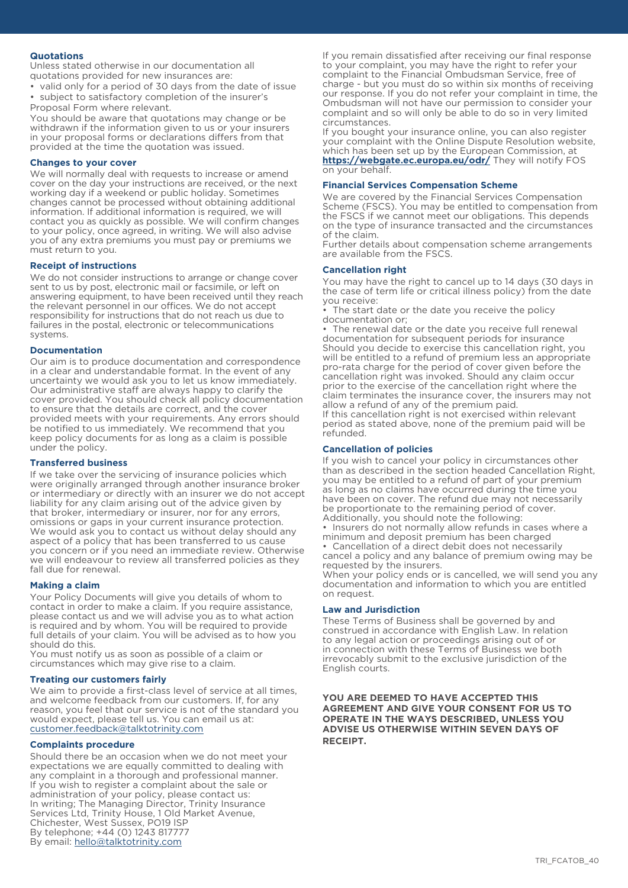### Quotations

Unless stated otherwise in our documentation all quotations provided for new insurances are:

- valid only for a period of 30 days from the date of issue
- subject to satisfactory completion of the insurer's Proposal Form where relevant.

You should be aware that quotations may change or be withdrawn if the information given to us or your insurers in your proposal forms or declarations differs from that provided at the time the quotation was issued.

### Changes to your cover

We will normally deal with requests to increase or amend cover on the day your instructions are received, or the next working day if a weekend or public holiday. Sometimes changes cannot be processed without obtaining additional information. If additional information is required, we will contact you as quickly as possible. We will confirm changes to your policy, once agreed, in writing. We will also advise you of any extra premiums you must pay or premiums we must return to you.

### Receipt of instructions

We do not consider instructions to arrange or change cover sent to us by post, electronic mail or facsimile, or left on answering equipment, to have been received until they reach the relevant personnel in our offices. We do not accept responsibility for instructions that do not reach us due to failures in the postal, electronic or telecommunications systems.

### Documentation

Our aim is to produce documentation and correspondence in a clear and understandable format. In the event of any uncertainty we would ask you to let us know immediately. Our administrative staff are always happy to clarify the cover provided. You should check all policy documentation to ensure that the details are correct, and the cover provided meets with your requirements. Any errors should be notified to us immediately. We recommend that you keep policy documents for as long as a claim is possible under the policy.

### Transferred business

If we take over the servicing of insurance policies which were originally arranged through another insurance broker or intermediary or directly with an insurer we do not accept liability for any claim arising out of the advice given by that broker, intermediary or insurer, nor for any errors, omissions or gaps in your current insurance protection. We would ask you to contact us without delay should any aspect of a policy that has been transferred to us cause you concern or if you need an immediate review. Otherwise we will endeavour to review all transferred policies as they fall due for renewal.

### Making a claim

Your Policy Documents will give you details of whom to contact in order to make a claim. If you require assistance, please contact us and we will advise you as to what action is required and by whom. You will be required to provide full details of your claim. You will be advised as to how you should do this.

You must notify us as soon as possible of a claim or circumstances which may give rise to a claim.

### Treating our customers fairly

We aim to provide a first-class level of service at all times, and welcome feedback from our customers. If, for any reason, you feel that our service is not of the standard you would expect, please tell us. You can email us at: customer.feedback@talktotrinity.com

### Complaints procedure

Should there be an occasion when we do not meet your expectations we are equally committed to dealing with any complaint in a thorough and professional manner. If you wish to register a complaint about the sale or administration of your policy, please contact us:

In writing; The Managing Director, Trinity Insurance Services Ltd, Trinity House, 1 Old Market Avenue, Chichester, West Sussex, PO19 ISP

By telephone; +44 (0) 1243 817777

By email: hello@talktotrinity.com

If you remain dissatisfied after receiving our final response to your complaint, you may have the right to refer your complaint to the Financial Ombudsman Service, free of charge - but you must do so within six months of receiving our response. If you do not refer your complaint in time, the Ombudsman will not have our permission to consider your complaint and so will only be able to do so in very limited circumstances.

If you bought your insurance online, you can also register your complaint with the Online Dispute Resolution website, which has been set up by the European Commission, at **https://webgate.ec.europa.eu/odr/** They will notify FOS on your behalf.

### Financial Services Compensation Scheme

We are covered by the Financial Services Compensation Scheme (FSCS). You may be entitled to compensation from the FSCS if we cannot meet our obligations. This depends on the type of insurance transacted and the circumstances of the claim.

Further details about compensation scheme arrangements are available from the FSCS.

### Cancellation right

You may have the right to cancel up to 14 days (30 days in the case of term life or critical illness policy) from the date you receive:

- The start date or the date you receive the policy documentation or;
- The renewal date or the date you receive full renewal documentation for subsequent periods for insurance

Should you decide to exercise this cancellation right, you will be entitled to a refund of premium less an appropriate pro-rata charge for the period of cover given before the cancellation right was invoked. Should any claim occur prior to the exercise of the cancellation right where the claim terminates the insurance cover, the insurers may not allow a refund of any of the premium paid.

If this cancellation right is not exercised within relevant period as stated above, none of the premium paid will be refunded.

### Cancellation of policies

If you wish to cancel your policy in circumstances other than as described in the section headed Cancellation Right, you may be entitled to a refund of part of your premium as long as no claims have occurred during the time you have been on cover. The refund due may not necessarily be proportionate to the remaining period of cover. Additionally, you should note the following:

- Insurers do not normally allow refunds in cases where a minimum and deposit premium has been charged
- Cancellation of a direct debit does not necessarily cancel a policy and any balance of premium owing may be requested by the insurers.

When your policy ends or is cancelled, we will send you any documentation and information to which you are entitled on request.

### Law and Jurisdiction

These Terms of Business shall be governed by and construed in accordance with English Law. In relation to any legal action or proceedings arising out of or in connection with these Terms of Business we both irrevocably submit to the exclusive jurisdiction of the English courts.

**YOU ARE DEEMED TO HAVE ACCEPTED THIS AGREEMENT AND GIVE YOUR CONSENT FOR US TO OPERATE IN THE WAYS DESCRIBED, UNLESS YOU ADVISE US OTHERWISE WITHIN SEVEN DAYS OF RECEIPT.**

TRI_FCATOB_40